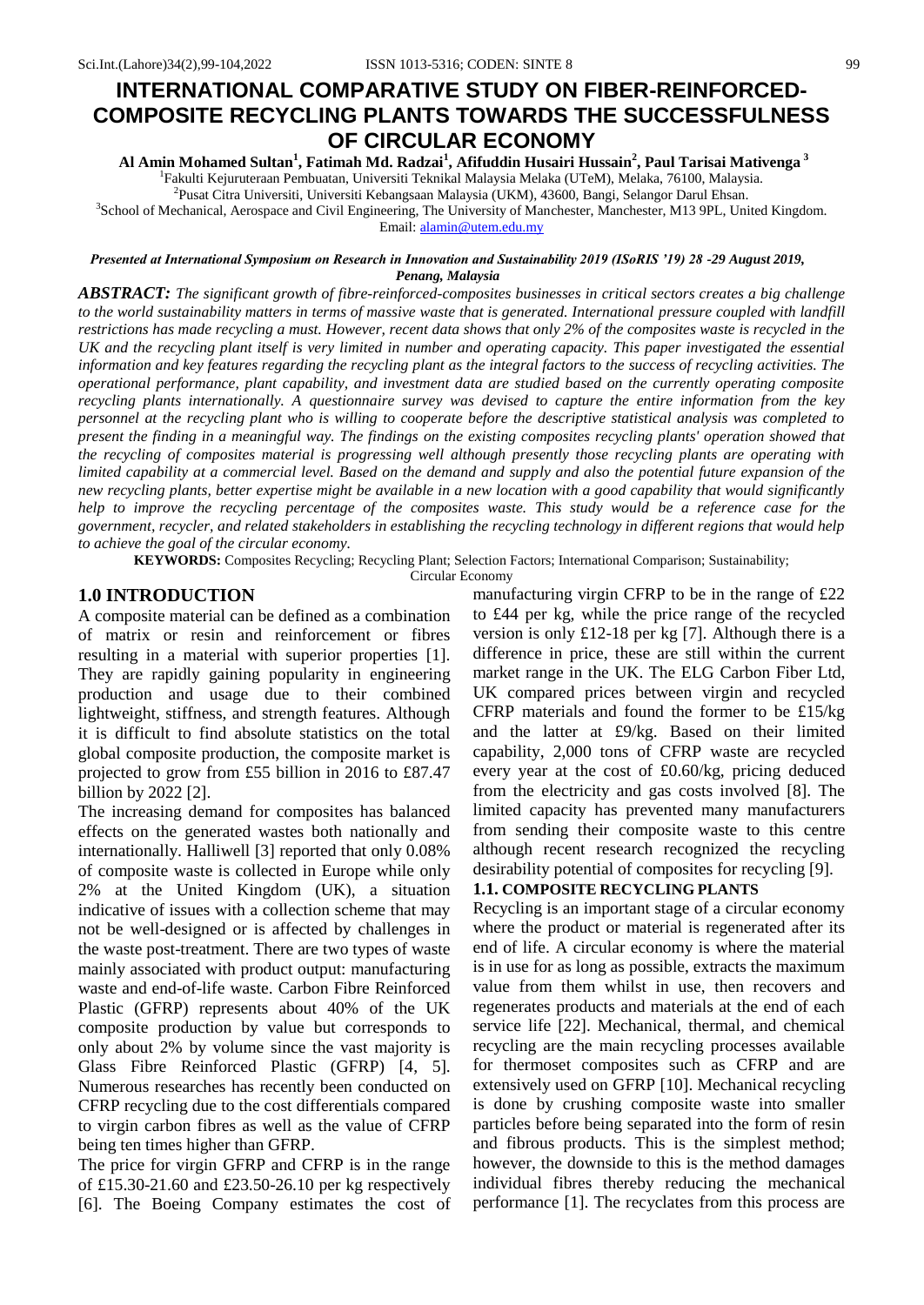# INTERNATIONAL COMPARATIVE STUDY ON FIBER-REINFORCED-COMPOSITE RECYCLING PLANTS TOWARDS THE SUCCESSFULNESS OF CIRCULAR ECONOMY

**Al Amin Mohamed Sultan[1], Fatimah Md. Radzai[1], Afifuddin Husairi Hussain[2], Paul Tarisai Mativenga [3]**

[1]Fakulti Kejuruteraan Pembuatan, Universiti Teknikal Malaysia Melaka (UTeM), Melaka, 76100, Malaysia.

[2]Pusat Citra Universiti, Universiti Kebangsaan Malaysia (UKM), 43600, Bangi, Selangor Darul Ehsan.

[3]School of Mechanical, Aerospace and Civil Engineering, The University of Manchester, Manchester, M13 9PL, United Kingdom.

Email: alamin@utem.edu.my

***Presented at International Symposium on Research in Innovation and Sustainability 2019 (ISoRIS '19) 28 -29 August 2019, Penang, Malaysia***

***ABSTRACT:*** *The significant growth of fibre-reinforced-composites businesses in critical sectors creates a big challenge to the world sustainability matters in terms of massive waste that is generated. International pressure coupled with landfill restrictions has made recycling a must. However, recent data shows that only 2% of the composites waste is recycled in the UK and the recycling plant itself is very limited in number and operating capacity. This paper investigated the essential information and key features regarding the recycling plant as the integral factors to the success of recycling activities. The operational performance, plant capability, and investment data are studied based on the currently operating composite recycling plants internationally. A questionnaire survey was devised to capture the entire information from the key personnel at the recycling plant who is willing to cooperate before the descriptive statistical analysis was completed to present the finding in a meaningful way. The findings on the existing composites recycling plants' operation showed that the recycling of composites material is progressing well although presently those recycling plants are operating with limited capability at a commercial level. Based on the demand and supply and also the potential future expansion of the new recycling plants, better expertise might be available in a new location with a good capability that would significantly help to improve the recycling percentage of the composites waste. This study would be a reference case for the government, recycler, and related stakeholders in establishing the recycling technology in different regions that would help to achieve the goal of the circular economy.*

**KEYWORDS:** Composites Recycling; Recycling Plant; Selection Factors; International Comparison; Sustainability; Circular Economy

## 1.0 INTRODUCTION

A composite material can be defined as a combination of matrix or resin and reinforcement or fibres resulting in a material with superior properties [1]. They are rapidly gaining popularity in engineering production and usage due to their combined lightweight, stiffness, and strength features. Although it is difficult to find absolute statistics on the total global composite production, the composite market is projected to grow from £55 billion in 2016 to £87.47 billion by 2022 [2].

The increasing demand for composites has balanced effects on the generated wastes both nationally and internationally. Halliwell [3] reported that only 0.08% of composite waste is collected in Europe while only 2% at the United Kingdom (UK), a situation indicative of issues with a collection scheme that may not be well-designed or is affected by challenges in the waste post-treatment. There are two types of waste mainly associated with product output: manufacturing waste and end-of-life waste. Carbon Fibre Reinforced Plastic (GFRP) represents about 40% of the UK composite production by value but corresponds to only about 2% by volume since the vast majority is Glass Fibre Reinforced Plastic (GFRP) [4, 5]. Numerous researches has recently been conducted on CFRP recycling due to the cost differentials compared to virgin carbon fibres as well as the value of CFRP being ten times higher than GFRP.

The price for virgin GFRP and CFRP is in the range of £15.30-21.60 and £23.50-26.10 per kg respectively [6]. The Boeing Company estimates the cost of manufacturing virgin CFRP to be in the range of £22 to £44 per kg, while the price range of the recycled version is only £12-18 per kg [7]. Although there is a difference in price, these are still within the current market range in the UK. The ELG Carbon Fiber Ltd, UK compared prices between virgin and recycled CFRP materials and found the former to be £15/kg and the latter at £9/kg. Based on their limited capability, 2,000 tons of CFRP waste are recycled every year at the cost of £0.60/kg, pricing deduced from the electricity and gas costs involved [8]. The limited capacity has prevented many manufacturers from sending their composite waste to this centre although recent research recognized the recycling desirability potential of composites for recycling [9].

### 1.1. COMPOSITE RECYCLING PLANTS

Recycling is an important stage of a circular economy where the product or material is regenerated after its end of life. A circular economy is where the material is in use for as long as possible, extracts the maximum value from them whilst in use, then recovers and regenerates products and materials at the end of each service life [22]. Mechanical, thermal, and chemical recycling are the main recycling processes available for thermoset composites such as CFRP and are extensively used on GFRP [10]. Mechanical recycling is done by crushing composite waste into smaller particles before being separated into the form of resin and fibrous products. This is the simplest method; however, the downside to this is the method damages individual fibres thereby reducing the mechanical performance [1]. The recyclates from this process are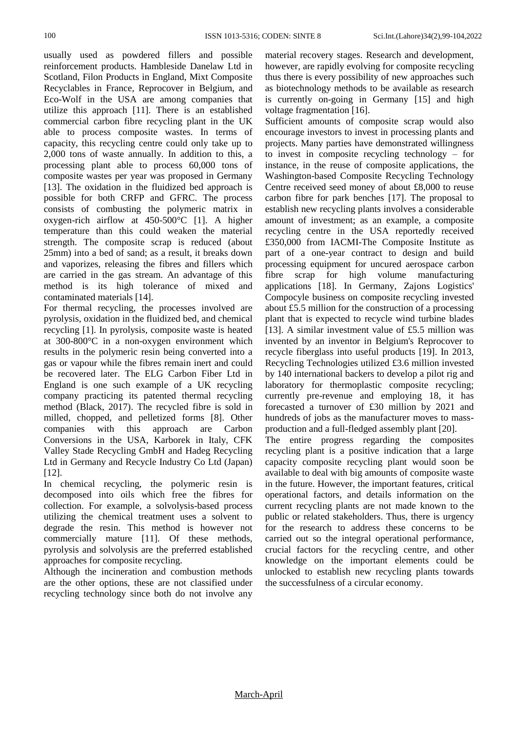usually used as powdered fillers and possible reinforcement products. Hambleside Danelaw Ltd in Scotland, Filon Products in England, Mixt Composite Recyclables in France, Reprocover in Belgium, and Eco-Wolf in the USA are among companies that utilize this approach [11]. There is an established commercial carbon fibre recycling plant in the UK able to process composite wastes. In terms of capacity, this recycling centre could only take up to 2,000 tons of waste annually. In addition to this, a processing plant able to process 60,000 tons of composite wastes per year was proposed in Germany [13]. The oxidation in the fluidized bed approach is possible for both CRFP and GFRC. The process consists of combusting the polymeric matrix in oxygen-rich airflow at 450-500°C [1]. A higher temperature than this could weaken the material strength. The composite scrap is reduced (about 25mm) into a bed of sand; as a result, it breaks down and vaporizes, releasing the fibres and fillers which are carried in the gas stream. An advantage of this method is its high tolerance of mixed and contaminated materials [14].

For thermal recycling, the processes involved are pyrolysis, oxidation in the fluidized bed, and chemical recycling [1]. In pyrolysis, composite waste is heated at 300-800°C in a non-oxygen environment which results in the polymeric resin being converted into a gas or vapour while the fibres remain inert and could be recovered later. The ELG Carbon Fiber Ltd in England is one such example of a UK recycling company practicing its patented thermal recycling method (Black, 2017). The recycled fibre is sold in milled, chopped, and pelletized forms [8]. Other companies with this approach are Carbon Conversions in the USA, Karborek in Italy, CFK Valley Stade Recycling GmbH and Hadeg Recycling Ltd in Germany and Recycle Industry Co Ltd (Japan) [12].

In chemical recycling, the polymeric resin is decomposed into oils which free the fibres for collection. For example, a solvolysis-based process utilizing the chemical treatment uses a solvent to degrade the resin. This method is however not commercially mature [11]. Of these methods, pyrolysis and solvolysis are the preferred established approaches for composite recycling.

Although the incineration and combustion methods are the other options, these are not classified under recycling technology since both do not involve any material recovery stages. Research and development, however, are rapidly evolving for composite recycling thus there is every possibility of new approaches such as biotechnology methods to be available as research is currently on-going in Germany [15] and high voltage fragmentation [16].

Sufficient amounts of composite scrap would also encourage investors to invest in processing plants and projects. Many parties have demonstrated willingness to invest in composite recycling technology – for instance, in the reuse of composite applications, the Washington-based Composite Recycling Technology Centre received seed money of about £8,000 to reuse carbon fibre for park benches [17]. The proposal to establish new recycling plants involves a considerable amount of investment; as an example, a composite recycling centre in the USA reportedly received £350,000 from IACMI-The Composite Institute as part of a one-year contract to design and build processing equipment for uncured aerospace carbon fibre scrap for high volume manufacturing applications [18]. In Germany, Zajons Logistics' Compocyle business on composite recycling invested about £5.5 million for the construction of a processing plant that is expected to recycle wind turbine blades [13]. A similar investment value of £5.5 million was invented by an inventor in Belgium's Reprocover to recycle fiberglass into useful products [19]. In 2013, Recycling Technologies utilized £3.6 million invested by 140 international backers to develop a pilot rig and laboratory for thermoplastic composite recycling; currently pre-revenue and employing 18, it has forecasted a turnover of £30 million by 2021 and hundreds of jobs as the manufacturer moves to mass-production and a full-fledged assembly plant [20].

The entire progress regarding the composites recycling plant is a positive indication that a large capacity composite recycling plant would soon be available to deal with big amounts of composite waste in the future. However, the important features, critical operational factors, and details information on the current recycling plants are not made known to the public or related stakeholders. Thus, there is urgency for the research to address these concerns to be carried out so the integral operational performance, crucial factors for the recycling centre, and other knowledge on the important elements could be unlocked to establish new recycling plants towards the successfulness of a circular economy.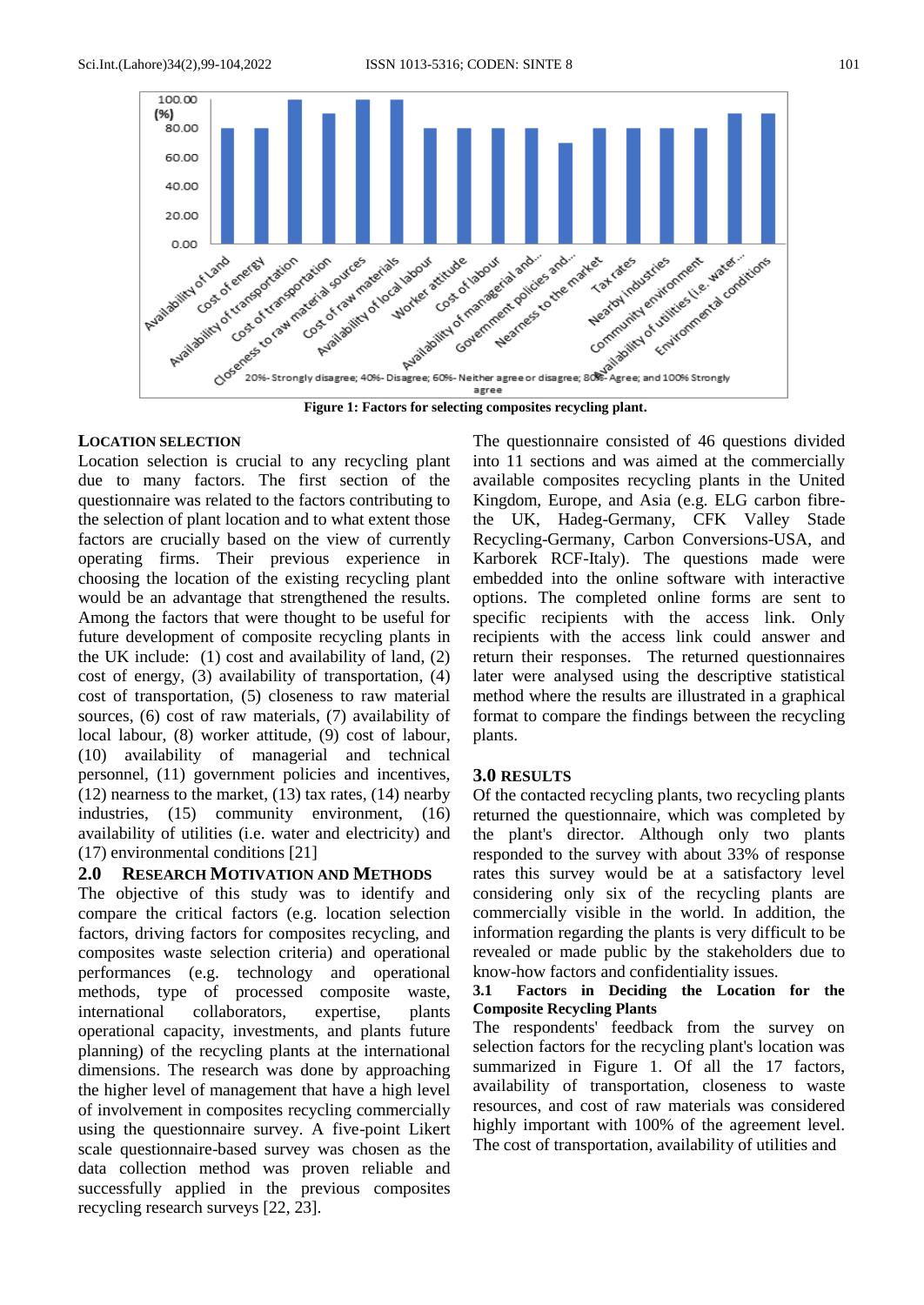**Figure 1: Factors for selecting composites recycling plant.**

### LOCATION SELECTION

Location selection is crucial to any recycling plant due to many factors. The first section of the questionnaire was related to the factors contributing to the selection of plant location and to what extent those factors are crucially based on the view of currently operating firms. Their previous experience in choosing the location of the existing recycling plant would be an advantage that strengthened the results. Among the factors that were thought to be useful for future development of composite recycling plants in the UK include: (1) cost and availability of land, (2) cost of energy, (3) availability of transportation, (4) cost of transportation, (5) closeness to raw material sources, (6) cost of raw materials, (7) availability of local labour, (8) worker attitude, (9) cost of labour, (10) availability of managerial and technical personnel, (11) government policies and incentives, (12) nearness to the market, (13) tax rates, (14) nearby industries, (15) community environment, (16) availability of utilities (i.e. water and electricity) and (17) environmental conditions [21]

## 2.0 RESEARCH MOTIVATION AND METHODS

The objective of this study was to identify and compare the critical factors (e.g. location selection factors, driving factors for composites recycling, and composites waste selection criteria) and operational performances (e.g. technology and operational methods, type of processed composite waste, international collaborators, expertise, plants operational capacity, investments, and plants future planning) of the recycling plants at the international dimensions. The research was done by approaching the higher level of management that have a high level of involvement in composites recycling commercially using the questionnaire survey. A five-point Likert scale questionnaire-based survey was chosen as the data collection method was proven reliable and successfully applied in the previous composites recycling research surveys [22, 23].

The questionnaire consisted of 46 questions divided into 11 sections and was aimed at the commercially available composites recycling plants in the United Kingdom, Europe, and Asia (e.g. ELG carbon fibre-the UK, Hadeg-Germany, CFK Valley Stade Recycling-Germany, Carbon Conversions-USA, and Karborek RCF-Italy). The questions made were embedded into the online software with interactive options. The completed online forms are sent to specific recipients with the access link. Only recipients with the access link could answer and return their responses. The returned questionnaires later were analysed using the descriptive statistical method where the results are illustrated in a graphical format to compare the findings between the recycling plants.

## 3.0 RESULTS

Of the contacted recycling plants, two recycling plants returned the questionnaire, which was completed by the plant's director. Although only two plants responded to the survey with about 33% of response rates this survey would be at a satisfactory level considering only six of the recycling plants are commercially visible in the world. In addition, the information regarding the plants is very difficult to be revealed or made public by the stakeholders due to know-how factors and confidentiality issues.

### 3.1 Factors in Deciding the Location for the Composite Recycling Plants

The respondents' feedback from the survey on selection factors for the recycling plant's location was summarized in Figure 1. Of all the 17 factors, availability of transportation, closeness to waste resources, and cost of raw materials was considered highly important with 100% of the agreement level. The cost of transportation, availability of utilities and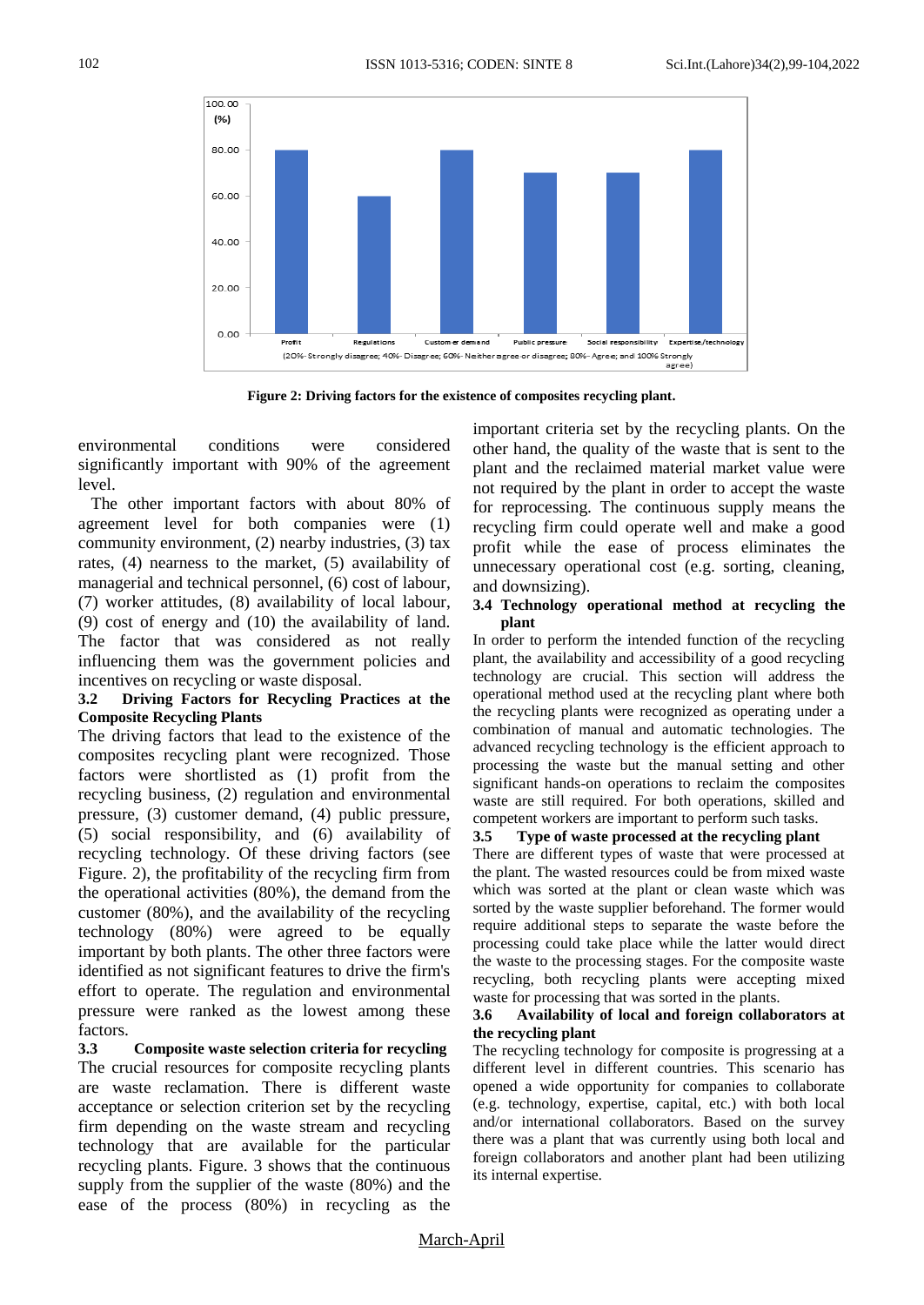Figure 2: Driving factors for the existence of composites recycling plant.

environmental conditions were considered significantly important with 90% of the agreement level.

The other important factors with about 80% of agreement level for both companies were (1) community environment, (2) nearby industries, (3) tax rates, (4) nearness to the market, (5) availability of managerial and technical personnel, (6) cost of labour, (7) worker attitudes, (8) availability of local labour, (9) cost of energy and (10) the availability of land. The factor that was considered as not really influencing them was the government policies and incentives on recycling or waste disposal.

### 3.2 Driving Factors for Recycling Practices at the Composite Recycling Plants

The driving factors that lead to the existence of the composites recycling plant were recognized. Those factors were shortlisted as (1) profit from the recycling business, (2) regulation and environmental pressure, (3) customer demand, (4) public pressure, (5) social responsibility, and (6) availability of recycling technology. Of these driving factors (see Figure. 2), the profitability of the recycling firm from the operational activities (80%), the demand from the customer (80%), and the availability of the recycling technology (80%) were agreed to be equally important by both plants. The other three factors were identified as not significant features to drive the firm's effort to operate. The regulation and environmental pressure were ranked as the lowest among these factors.

### 3.3 Composite waste selection criteria for recycling

The crucial resources for composite recycling plants are waste reclamation. There is different waste acceptance or selection criterion set by the recycling firm depending on the waste stream and recycling technology that are available for the particular recycling plants. Figure. 3 shows that the continuous supply from the supplier of the waste (80%) and the ease of the process (80%) in recycling as the important criteria set by the recycling plants. On the other hand, the quality of the waste that is sent to the plant and the reclaimed material market value were not required by the plant in order to accept the waste for reprocessing. The continuous supply means the recycling firm could operate well and make a good profit while the ease of process eliminates the unnecessary operational cost (e.g. sorting, cleaning, and downsizing).

### 3.4 Technology operational method at recycling the plant

In order to perform the intended function of the recycling plant, the availability and accessibility of a good recycling technology are crucial. This section will address the operational method used at the recycling plant where both the recycling plants were recognized as operating under a combination of manual and automatic technologies. The advanced recycling technology is the efficient approach to processing the waste but the manual setting and other significant hands-on operations to reclaim the composites waste are still required. For both operations, skilled and competent workers are important to perform such tasks.

### 3.5 Type of waste processed at the recycling plant

There are different types of waste that were processed at the plant. The wasted resources could be from mixed waste which was sorted at the plant or clean waste which was sorted by the waste supplier beforehand. The former would require additional steps to separate the waste before the processing could take place while the latter would direct the waste to the processing stages. For the composite waste recycling, both recycling plants were accepting mixed waste for processing that was sorted in the plants.

### 3.6 Availability of local and foreign collaborators at the recycling plant

The recycling technology for composite is progressing at a different level in different countries. This scenario has opened a wide opportunity for companies to collaborate (e.g. technology, expertise, capital, etc.) with both local and/or international collaborators. Based on the survey there was a plant that was currently using both local and foreign collaborators and another plant had been utilizing its internal expertise.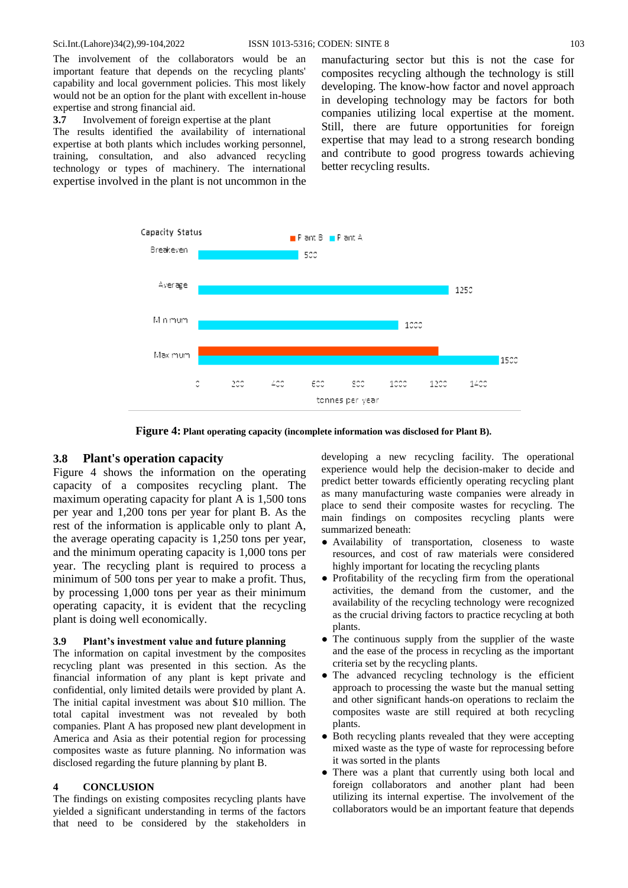The involvement of the collaborators would be an important feature that depends on the recycling plants' capability and local government policies. This most likely would not be an option for the plant with excellent in-house expertise and strong financial aid.

### 3.7 Involvement of foreign expertise at the plant

The results identified the availability of international expertise at both plants which includes working personnel, training, consultation, and also advanced recycling technology or types of machinery. The international expertise involved in the plant is not uncommon in the manufacturing sector but this is not the case for composites recycling although the technology is still developing. The know-how factor and novel approach in developing technology may be factors for both companies utilizing local expertise at the moment. Still, there are future opportunities for foreign expertise that may lead to a strong research bonding and contribute to good progress towards achieving better recycling results.

**Figure 4:** Plant operating capacity (incomplete information was disclosed for Plant B).

## 3.8 Plant's operation capacity

Figure 4 shows the information on the operating capacity of a composites recycling plant. The maximum operating capacity for plant A is 1,500 tons per year and 1,200 tons per year for plant B. As the rest of the information is applicable only to plant A, the average operating capacity is 1,250 tons per year, and the minimum operating capacity is 1,000 tons per year. The recycling plant is required to process a minimum of 500 tons per year to make a profit. Thus, by processing 1,000 tons per year as their minimum operating capacity, it is evident that the recycling plant is doing well economically.

### 3.9 Plant's investment value and future planning

The information on capital investment by the composites recycling plant was presented in this section. As the financial information of any plant is kept private and confidential, only limited details were provided by plant A. The initial capital investment was about $10 million. The total capital investment was not revealed by both companies. Plant A has proposed new plant development in America and Asia as their potential region for processing composites waste as future planning. No information was disclosed regarding the future planning by plant B.

## 4 CONCLUSION

The findings on existing composites recycling plants have yielded a significant understanding in terms of the factors that need to be considered by the stakeholders in developing a new recycling facility. The operational experience would help the decision-maker to decide and predict better towards efficiently operating recycling plant as many manufacturing waste companies were already in place to send their composite wastes for recycling. The main findings on composites recycling plants were summarized beneath:

- Availability of transportation, closeness to waste resources, and cost of raw materials were considered highly important for locating the recycling plants
- Profitability of the recycling firm from the operational activities, the demand from the customer, and the availability of the recycling technology were recognized as the crucial driving factors to practice recycling at both plants.
- The continuous supply from the supplier of the waste and the ease of the process in recycling as the important criteria set by the recycling plants.
- The advanced recycling technology is the efficient approach to processing the waste but the manual setting and other significant hands-on operations to reclaim the composites waste are still required at both recycling plants.
- Both recycling plants revealed that they were accepting mixed waste as the type of waste for reprocessing before it was sorted in the plants
- There was a plant that currently using both local and foreign collaborators and another plant had been utilizing its internal expertise. The involvement of the collaborators would be an important feature that depends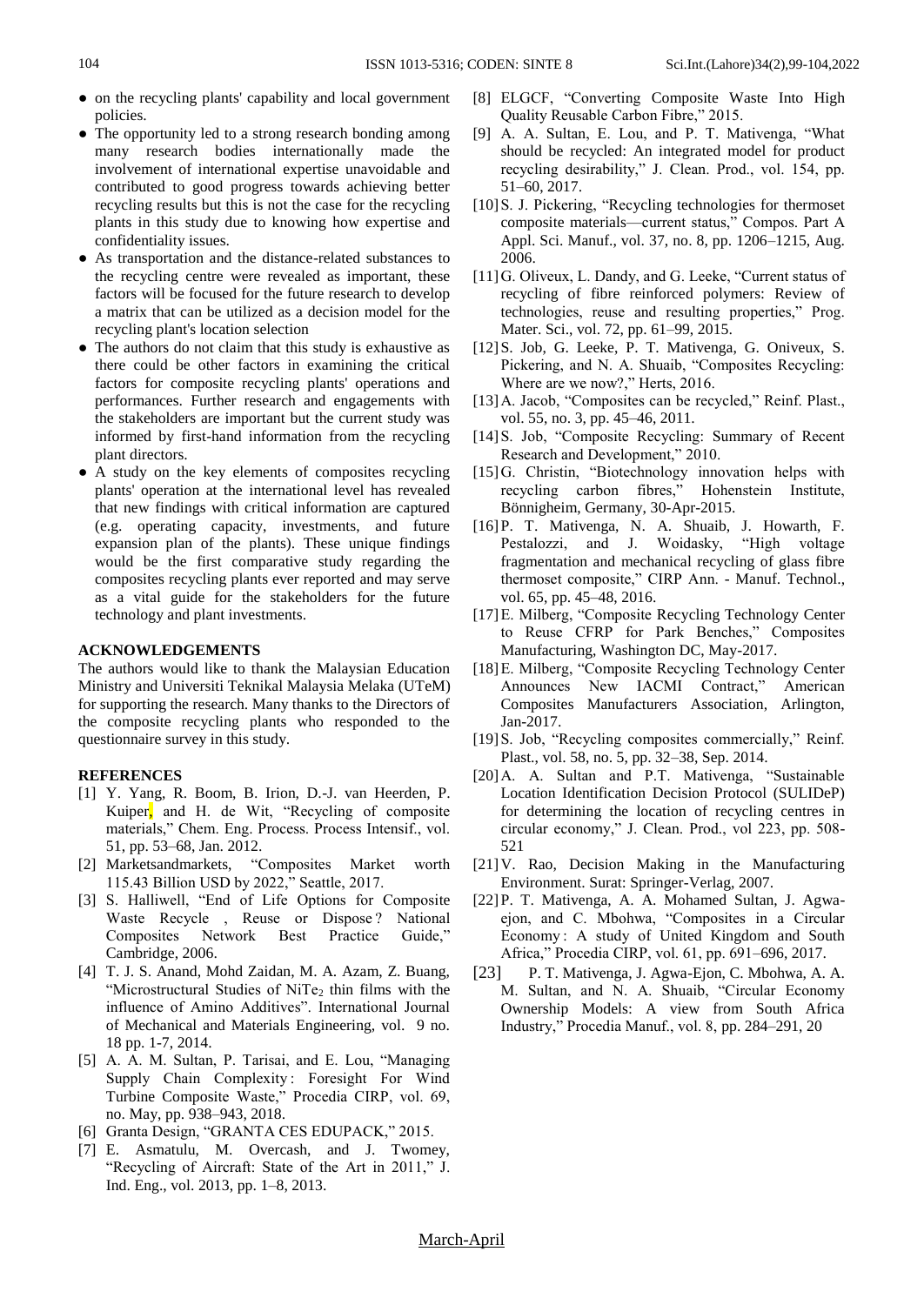- on the recycling plants' capability and local government policies.
- The opportunity led to a strong research bonding among many research bodies internationally made the involvement of international expertise unavoidable and contributed to good progress towards achieving better recycling results but this is not the case for the recycling plants in this study due to knowing how expertise and confidentiality issues.
- As transportation and the distance-related substances to the recycling centre were revealed as important, these factors will be focused for the future research to develop a matrix that can be utilized as a decision model for the recycling plant's location selection
- The authors do not claim that this study is exhaustive as there could be other factors in examining the critical factors for composite recycling plants' operations and performances. Further research and engagements with the stakeholders are important but the current study was informed by first-hand information from the recycling plant directors.
- A study on the key elements of composites recycling plants' operation at the international level has revealed that new findings with critical information are captured (e.g. operating capacity, investments, and future expansion plan of the plants). These unique findings would be the first comparative study regarding the composites recycling plants ever reported and may serve as a vital guide for the stakeholders for the future technology and plant investments.

## ACKNOWLEDGEMENTS

The authors would like to thank the Malaysian Education Ministry and Universiti Teknikal Malaysia Melaka (UTeM) for supporting the research. Many thanks to the Directors of the composite recycling plants who responded to the questionnaire survey in this study.

## REFERENCES

[1] Y. Yang, R. Boom, B. Irion, D.-J. van Heerden, P. Kuiper, and H. de Wit, "Recycling of composite materials," Chem. Eng. Process. Process Intensif., vol. 51, pp. 53–68, Jan. 2012.

[2] Marketsandmarkets, "Composites Market worth 115.43 Billion USD by 2022," Seattle, 2017.

[3] S. Halliwell, "End of Life Options for Composite Waste Recycle , Reuse or Dispose ? National Composites Network Best Practice Guide," Cambridge, 2006.

[4] T. J. S. Anand, Mohd Zaidan, M. A. Azam, Z. Buang, "Microstructural Studies of $NiTe_2$ thin films with the influence of Amino Additives". International Journal of Mechanical and Materials Engineering, vol. 9 no. 18 pp. 1-7, 2014.

[5] A. A. M. Sultan, P. Tarisai, and E. Lou, "Managing Supply Chain Complexity : Foresight For Wind Turbine Composite Waste," Procedia CIRP, vol. 69, no. May, pp. 938–943, 2018.

[6] Granta Design, "GRANTA CES EDUPACK," 2015.

[7] E. Asmatulu, M. Overcash, and J. Twomey, "Recycling of Aircraft: State of the Art in 2011," J. Ind. Eng., vol. 2013, pp. 1–8, 2013.

[8] ELGCF, "Converting Composite Waste Into High Quality Reusable Carbon Fibre," 2015.

[9] A. A. Sultan, E. Lou, and P. T. Mativenga, "What should be recycled: An integrated model for product recycling desirability," J. Clean. Prod., vol. 154, pp. 51–60, 2017.

[10] S. J. Pickering, "Recycling technologies for thermoset composite materials—current status," Compos. Part A Appl. Sci. Manuf., vol. 37, no. 8, pp. 1206–1215, Aug. 2006.

[11] G. Oliveux, L. Dandy, and G. Leeke, "Current status of recycling of fibre reinforced polymers: Review of technologies, reuse and resulting properties," Prog. Mater. Sci., vol. 72, pp. 61–99, 2015.

[12] S. Job, G. Leeke, P. T. Mativenga, G. Oniveux, S. Pickering, and N. A. Shuaib, "Composites Recycling: Where are we now?," Herts, 2016.

[13] A. Jacob, "Composites can be recycled," Reinf. Plast., vol. 55, no. 3, pp. 45–46, 2011.

[14] S. Job, "Composite Recycling: Summary of Recent Research and Development," 2010.

[15] G. Christin, "Biotechnology innovation helps with recycling carbon fibres," Hohenstein Institute, Bönnigheim, Germany, 30-Apr-2015.

[16] P. T. Mativenga, N. A. Shuaib, J. Howarth, F. Pestalozzi, and J. Woidasky, "High voltage fragmentation and mechanical recycling of glass fibre thermoset composite," CIRP Ann. - Manuf. Technol., vol. 65, pp. 45–48, 2016.

[17] E. Milberg, "Composite Recycling Technology Center to Reuse CFRP for Park Benches," Composites Manufacturing, Washington DC, May-2017.

[18] E. Milberg, "Composite Recycling Technology Center Announces New IACMI Contract," American Composites Manufacturers Association, Arlington, Jan-2017.

[19] S. Job, "Recycling composites commercially," Reinf. Plast., vol. 58, no. 5, pp. 32–38, Sep. 2014.

[20] A. A. Sultan and P.T. Mativenga, "Sustainable Location Identification Decision Protocol (SULIDeP) for determining the location of recycling centres in circular economy," J. Clean. Prod., vol 223, pp. 508-521

[21] V. Rao, Decision Making in the Manufacturing Environment. Surat: Springer-Verlag, 2007.

[22] P. T. Mativenga, A. A. Mohamed Sultan, J. Agwa-ejon, and C. Mbohwa, "Composites in a Circular Economy : A study of United Kingdom and South Africa," Procedia CIRP, vol. 61, pp. 691–696, 2017.

[23] P. T. Mativenga, J. Agwa-Ejon, C. Mbohwa, A. A. M. Sultan, and N. A. Shuaib, "Circular Economy Ownership Models: A view from South Africa Industry," Procedia Manuf., vol. 8, pp. 284–291, 20